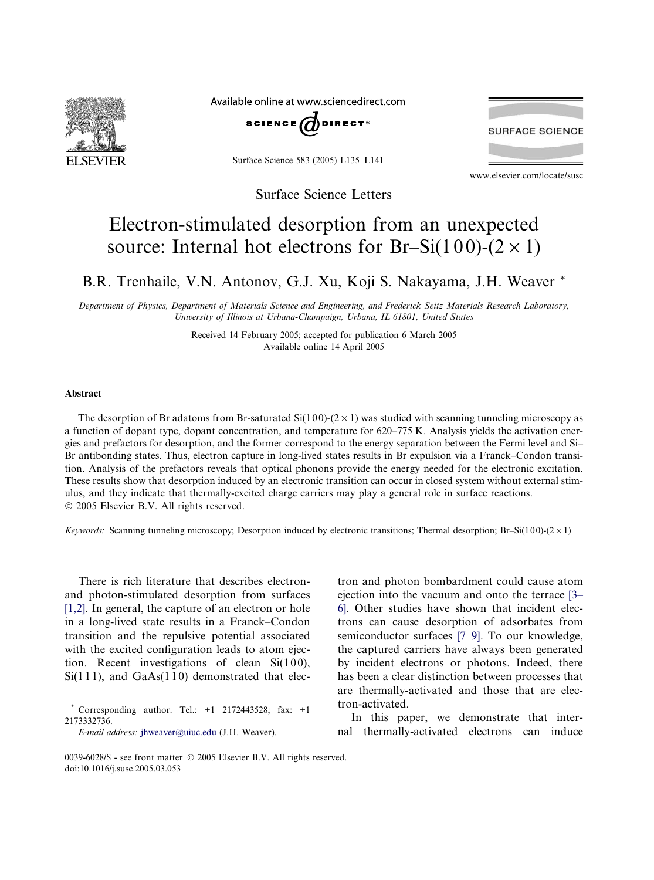Surface Science Letters

# Electron-stimulated desorption from an unexpected source: Internal hot electrons for Br–Si(1 0 0)-(2 × 1)

B.R. Trenhaile, V.N. Antonov, G.J. Xu, Koji S. Nakayama, J.H. Weaver *

*Department of Physics, Department of Materials Science and Engineering, and Frederick Seitz Materials Research Laboratory, University of Illinois at Urbana-Champaign, Urbana, IL 61801, United States*

Received 14 February 2005; accepted for publication 6 March 2005
Available online 14 April 2005

## Abstract

The desorption of Br adatoms from Br-saturated Si(1 0 0)-(2 × 1) was studied with scanning tunneling microscopy as a function of dopant type, dopant concentration, and temperature for 620–775 K. Analysis yields the activation energies and prefactors for desorption, and the former correspond to the energy separation between the Fermi level and Si–Br antibonding states. Thus, electron capture in long-lived states results in Br expulsion via a Franck–Condon transition. Analysis of the prefactors reveals that optical phonons provide the energy needed for the electronic excitation. These results show that desorption induced by an electronic transition can occur in closed system without external stimulus, and they indicate that thermally-excited charge carriers may play a general role in surface reactions.
© 2005 Elsevier B.V. All rights reserved.

*Keywords:* Scanning tunneling microscopy; Desorption induced by electronic transitions; Thermal desorption; Br–Si(1 0 0)-(2 × 1)

---

There is rich literature that describes electron- and photon-stimulated desorption from surfaces [1,2]. In general, the capture of an electron or hole in a long-lived state results in a Franck–Condon transition and the repulsive potential associated with the excited configuration leads to atom ejection. Recent investigations of clean Si(1 0 0), Si(1 1 1), and GaAs(1 1 0) demonstrated that electron and photon bombardment could cause atom ejection into the vacuum and onto the terrace [3–6]. Other studies have shown that incident electrons can cause desorption of adsorbates from semiconductor surfaces [7–9]. To our knowledge, the captured carriers have always been generated by incident electrons or photons. Indeed, there has been a clear distinction between processes that are thermally-activated and those that are electron-activated.

In this paper, we demonstrate that internal thermally-activated electrons can induce

\* Corresponding author. Tel.: +1 2172443528; fax: +1 2173332736.
*E-mail address:* jhweaver@uiuc.edu (J.H. Weaver).

0039-6028/$ - see front matter © 2005 Elsevier B.V. All rights reserved.
doi:10.1016/j.susc.2005.03.053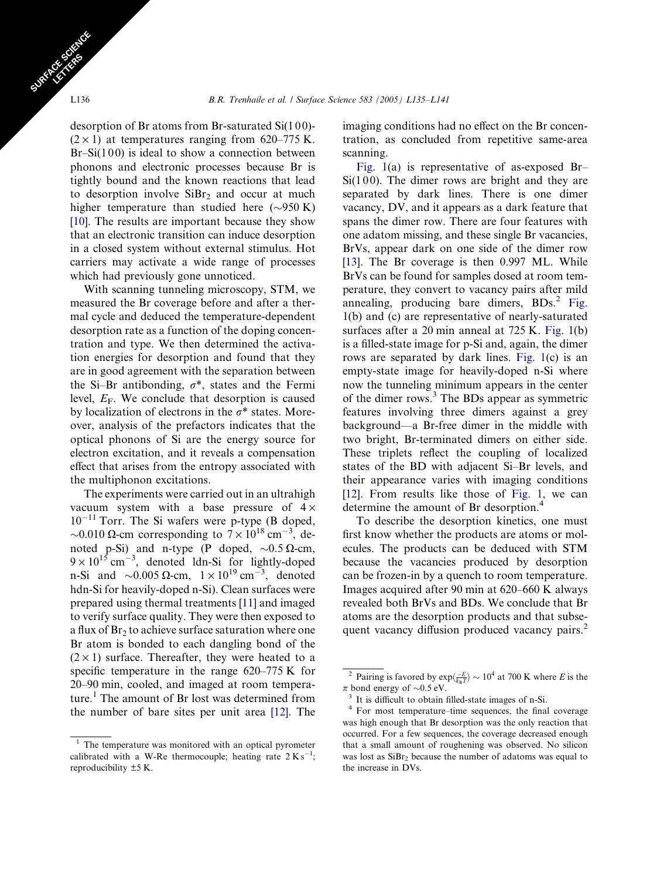desorption of Br atoms from Br-saturated Si(100)-(2 × 1) at temperatures ranging from 620–775 K. Br–Si(100) is ideal to show a connection between phonons and electronic processes because Br is tightly bound and the known reactions that lead to desorption involve $SiBr_2$ and occur at much higher temperature than studied here (~950 K) [10]. The results are important because they show that an electronic transition can induce desorption in a closed system without external stimulus. Hot carriers may activate a wide range of processes which had previously gone unnoticed.

With scanning tunneling microscopy, STM, we measured the Br coverage before and after a thermal cycle and deduced the temperature-dependent desorption rate as a function of the doping concentration and type. We then determined the activation energies for desorption and found that they are in good agreement with the separation between the Si–Br antibonding, $\sigma^*$, states and the Fermi level, $E_F$. We conclude that desorption is caused by localization of electrons in the $\sigma^*$ states. Moreover, analysis of the prefactors indicates that the optical phonons of Si are the energy source for electron excitation, and it reveals a compensation effect that arises from the entropy associated with the multiphonon excitations.

The experiments were carried out in an ultrahigh vacuum system with a base pressure of $4 \times 10^{-11}$ Torr. The Si wafers were p-type (B doped, ~0.010 Ω-cm corresponding to $7 \times 10^{18}$ cm$^{-3}$, denoted p-Si) and n-type (P doped, ~0.5 Ω-cm, $9 \times 10^{15}$ cm$^{-3}$, denoted ldn-Si for lightly-doped n-Si and ~0.005 Ω-cm, $1 \times 10^{19}$ cm$^{-3}$, denoted hdn-Si for heavily-doped n-Si). Clean surfaces were prepared using thermal treatments [11] and imaged to verify surface quality. They were then exposed to a flux of $Br_2$ to achieve surface saturation where one Br atom is bonded to each dangling bond of the (2 × 1) surface. Thereafter, they were heated to a specific temperature in the range 620–775 K for 20–90 min, cooled, and imaged at room temperature.[1] The amount of Br lost was determined from the number of bare sites per unit area [12]. The imaging conditions had no effect on the Br concentration, as concluded from repetitive same-area scanning.

Fig. 1(a) is representative of as-exposed Br–Si(100). The dimer rows are bright and they are separated by dark lines. There is one dimer vacancy, DV, and it appears as a dark feature that spans the dimer row. There are four features with one adatom missing, and these single Br vacancies, BrVs, appear dark on one side of the dimer row [13]. The Br coverage is then 0.997 ML. While BrVs can be found for samples dosed at room temperature, they convert to vacancy pairs after mild annealing, producing bare dimers, BDs.[2] Fig. 1(b) and (c) are representative of nearly-saturated surfaces after a 20 min anneal at 725 K. Fig. 1(b) is a filled-state image for p-Si and, again, the dimer rows are separated by dark lines. Fig. 1(c) is an empty-state image for heavily-doped n-Si where now the tunneling minimum appears in the center of the dimer rows.[3] The BDs appear as symmetric features involving three dimers against a grey background—a Br-free dimer in the middle with two bright, Br-terminated dimers on either side. These triplets reflect the coupling of localized states of the BD with adjacent Si–Br levels, and their appearance varies with imaging conditions [12]. From results like those of Fig. 1, we can determine the amount of Br desorption.[4]

To describe the desorption kinetics, one must first know whether the products are atoms or molecules. The products can be deduced with STM because the vacancies produced by desorption can be frozen-in by a quench to room temperature. Images acquired after 90 min at 620–660 K always revealed both BrVs and BDs. We conclude that Br atoms are the desorption products and that subsequent vacancy diffusion produced vacancy pairs.[2]

[1] The temperature was monitored with an optical pyrometer calibrated with a W-Re thermocouple; heating rate 2 K s$^{-1}$; reproducibility ±5 K.

[2] Pairing is favored by $\exp(\frac{-E}{k_B T}) \sim 10^4$ at 700 K where $E$ is the $\pi$ bond energy of ~0.5 eV.

[3] It is difficult to obtain filled-state images of n-Si.

[4] For most temperature–time sequences, the final coverage was high enough that Br desorption was the only reaction that occurred. For a few sequences, the coverage decreased enough that a small amount of roughening was observed. No silicon was lost as $SiBr_2$ because the number of adatoms was equal to the increase in DVs.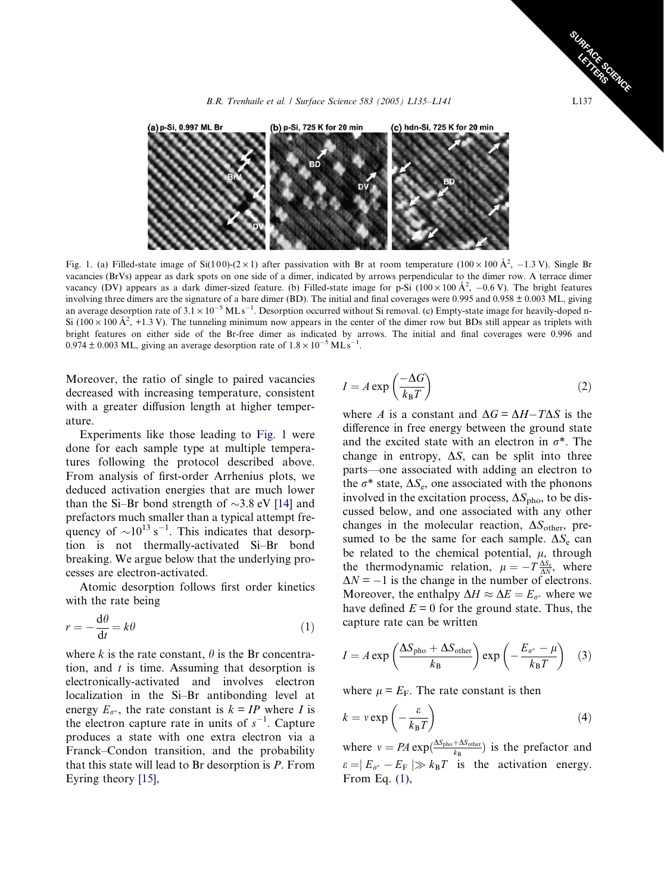Fig. 1. (a) Filled-state image of Si(100)-(2 × 1) after passivation with Br at room temperature (100 × 100 Å$^2$, −1.3 V). Single Br vacancies (BrVs) appear as dark spots on one side of a dimer, indicated by arrows perpendicular to the dimer row. A terrace dimer vacancy (DV) appears as a dark dimer-sized feature. (b) Filled-state image for p-Si (100 × 100 Å$^2$, −0.6 V). The bright features involving three dimers are the signature of a bare dimer (BD). The initial and final coverages were 0.995 and 0.958 ± 0.003 ML, giving an average desorption rate of $3.1 \times 10^{-5}$ ML s$^{-1}$. Desorption occurred without Si removal. (c) Empty-state image for heavily-doped n-Si (100 × 100 Å$^2$, +1.3 V). The tunneling minimum now appears in the center of the dimer row but BDs still appear as triplets with bright features on either side of the Br-free dimer as indicated by arrows. The initial and final coverages were 0.996 and 0.974 ± 0.003 ML, giving an average desorption rate of $1.8 \times 10^{-5}$ ML s$^{-1}$.

Moreover, the ratio of single to paired vacancies decreased with increasing temperature, consistent with a greater diffusion length at higher temperature.

Experiments like those leading to Fig. 1 were done for each sample type at multiple temperatures following the protocol described above. From analysis of first-order Arrhenius plots, we deduced activation energies that are much lower than the Si–Br bond strength of ~3.8 eV [14] and prefactors much smaller than a typical attempt frequency of ~$10^{13}$ s$^{-1}$. This indicates that desorption is not thermally-activated Si–Br bond breaking. We argue below that the underlying processes are electron-activated.

Atomic desorption follows first order kinetics with the rate being

$$r = -\frac{d\theta}{dt} = k\theta \tag{1}$$

where $k$ is the rate constant, $\theta$ is the Br concentration, and $t$ is time. Assuming that desorption is electronically-activated and involves electron localization in the Si–Br antibonding level at energy $E_{\sigma^*}$, the rate constant is $k = IP$ where $I$ is the electron capture rate in units of $s^{-1}$. Capture produces a state with one extra electron via a Franck–Condon transition, and the probability that this state will lead to Br desorption is $P$. From Eyring theory [15],

$$I = A\exp\left(\frac{-\Delta G}{k_B T}\right) \tag{2}$$

where $A$ is a constant and $\Delta G = \Delta H - T\Delta S$ is the difference in free energy between the ground state and the excited state with an electron in $\sigma^*$. The change in entropy, $\Delta S$, can be split into three parts—one associated with adding an electron to the $\sigma^*$ state, $\Delta S_e$, one associated with the phonons involved in the excitation process, $\Delta S_{pho}$, to be discussed below, and one associated with any other changes in the molecular reaction, $\Delta S_{other}$, presumed to be the same for each sample. $\Delta S_e$ can be related to the chemical potential, $\mu$, through the thermodynamic relation, $\mu = -T\frac{\Delta S_e}{\Delta N}$, where $\Delta N = -1$ is the change in the number of electrons. Moreover, the enthalpy $\Delta H \approx \Delta E = E_{\sigma^*}$ where we have defined $E = 0$ for the ground state. Thus, the capture rate can be written

$$I = A\exp\left(\frac{\Delta S_{pho} + \Delta S_{other}}{k_B}\right)\exp\left(-\frac{E_{\sigma^*} - \mu}{k_B T}\right) \tag{3}$$

where $\mu = E_F$. The rate constant is then

$$k = \nu\exp\left(-\frac{\varepsilon}{k_B T}\right) \tag{4}$$

where $\nu = PA\exp(\frac{\Delta S_{pho} + \Delta S_{other}}{k_B})$ is the prefactor and $\varepsilon = |E_{\sigma^*} - E_F| \gg k_B T$ is the activation energy. From Eq. (1),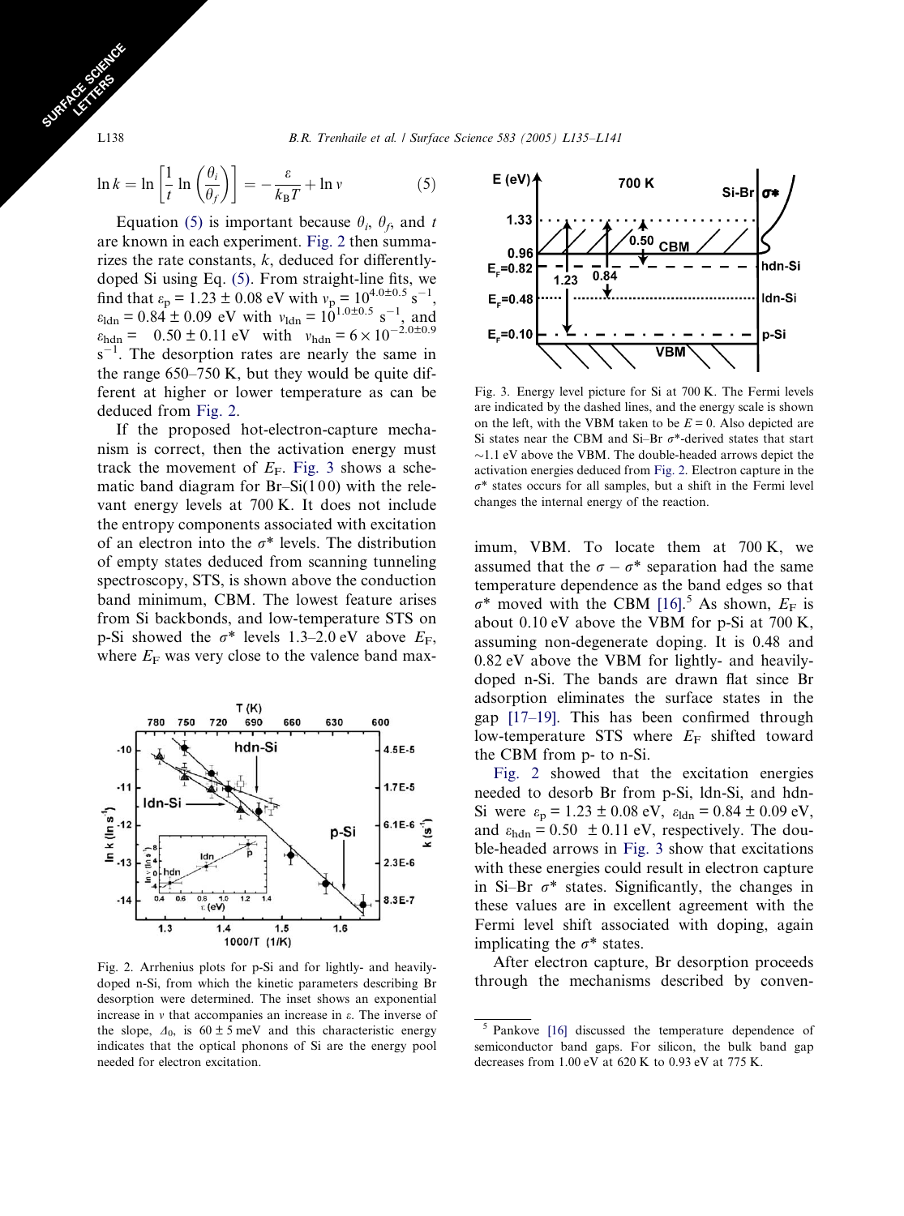$$\ln k = \ln \left[ \frac{1}{t} \ln \left( \frac{\theta_i}{\theta_f} \right) \right] = -\frac{\varepsilon}{k_B T} + \ln v \tag{5}$$

Equation (5) is important because $\theta_i$, $\theta_f$, and $t$ are known in each experiment. Fig. 2 then summarizes the rate constants, $k$, deduced for differently-doped Si using Eq. (5). From straight-line fits, we find that $\varepsilon_p = 1.23 \pm 0.08$ eV with $v_p = 10^{4.0 \pm 0.5}$ s$^{-1}$, $\varepsilon_{ldn} = 0.84 \pm 0.09$ eV with $v_{ldn} = 10^{1.0 \pm 0.5}$ s$^{-1}$, and $\varepsilon_{hdn} = 0.50 \pm 0.11$ eV with $v_{hdn} = 6 \times 10^{-2.0 \pm 0.9}$ s$^{-1}$. The desorption rates are nearly the same in the range 650–750 K, but they would be quite different at higher or lower temperature as can be deduced from Fig. 2.

If the proposed hot-electron-capture mechanism is correct, then the activation energy must track the movement of $E_F$. Fig. 3 shows a schematic band diagram for Br–Si(100) with the relevant energy levels at 700 K. It does not include the entropy components associated with excitation of an electron into the $\sigma^*$ levels. The distribution of empty states deduced from scanning tunneling spectroscopy, STS, is shown above the conduction band minimum, CBM. The lowest feature arises from Si backbonds, and low-temperature STS on p-Si showed the $\sigma^*$ levels 1.3–2.0 eV above $E_F$, where $E_F$ was very close to the valence band maximum, VBM. To locate them at 700 K, we assumed that the $\sigma - \sigma^*$ separation had the same temperature dependence as the band edges so that $\sigma^*$ moved with the CBM [16].[5] As shown, $E_F$ is about 0.10 eV above the VBM for p-Si at 700 K, assuming non-degenerate doping. It is 0.48 and 0.82 eV above the VBM for lightly- and heavily-doped n-Si. The bands are drawn flat since Br adsorption eliminates the surface states in the gap [17–19]. This has been confirmed through low-temperature STS where $E_F$ shifted toward the CBM from p- to n-Si.

Fig. 2. Arrhenius plots for p-Si and for lightly- and heavily-doped n-Si, from which the kinetic parameters describing Br desorption were determined. The inset shows an exponential increase in $v$ that accompanies an increase in $\varepsilon$. The inverse of the slope, $\Delta_0$, is $60 \pm 5$ meV and this characteristic energy indicates that the optical phonons of Si are the energy pool needed for electron excitation.

Fig. 3. Energy level picture for Si at 700 K. The Fermi levels are indicated by the dashed lines, and the energy scale is shown on the left, with the VBM taken to be $E = 0$. Also depicted are Si states near the CBM and Si–Br $\sigma^*$-derived states that start ~1.1 eV above the VBM. The double-headed arrows depict the activation energies deduced from Fig. 2. Electron capture in the $\sigma^*$ states occurs for all samples, but a shift in the Fermi level changes the internal energy of the reaction.

Fig. 2 showed that the excitation energies needed to desorb Br from p-Si, ldn-Si, and hdn-Si were $\varepsilon_p = 1.23 \pm 0.08$ eV, $\varepsilon_{ldn} = 0.84 \pm 0.09$ eV, and $\varepsilon_{hdn} = 0.50 \pm 0.11$ eV, respectively. The double-headed arrows in Fig. 3 show that excitations with these energies could result in electron capture in Si–Br $\sigma^*$ states. Significantly, the changes in these values are in excellent agreement with the Fermi level shift associated with doping, again implicating the $\sigma^*$ states.

After electron capture, Br desorption proceeds through the mechanisms described by conven-

[5] Pankove [16] discussed the temperature dependence of semiconductor band gaps. For silicon, the bulk band gap decreases from 1.00 eV at 620 K to 0.93 eV at 775 K.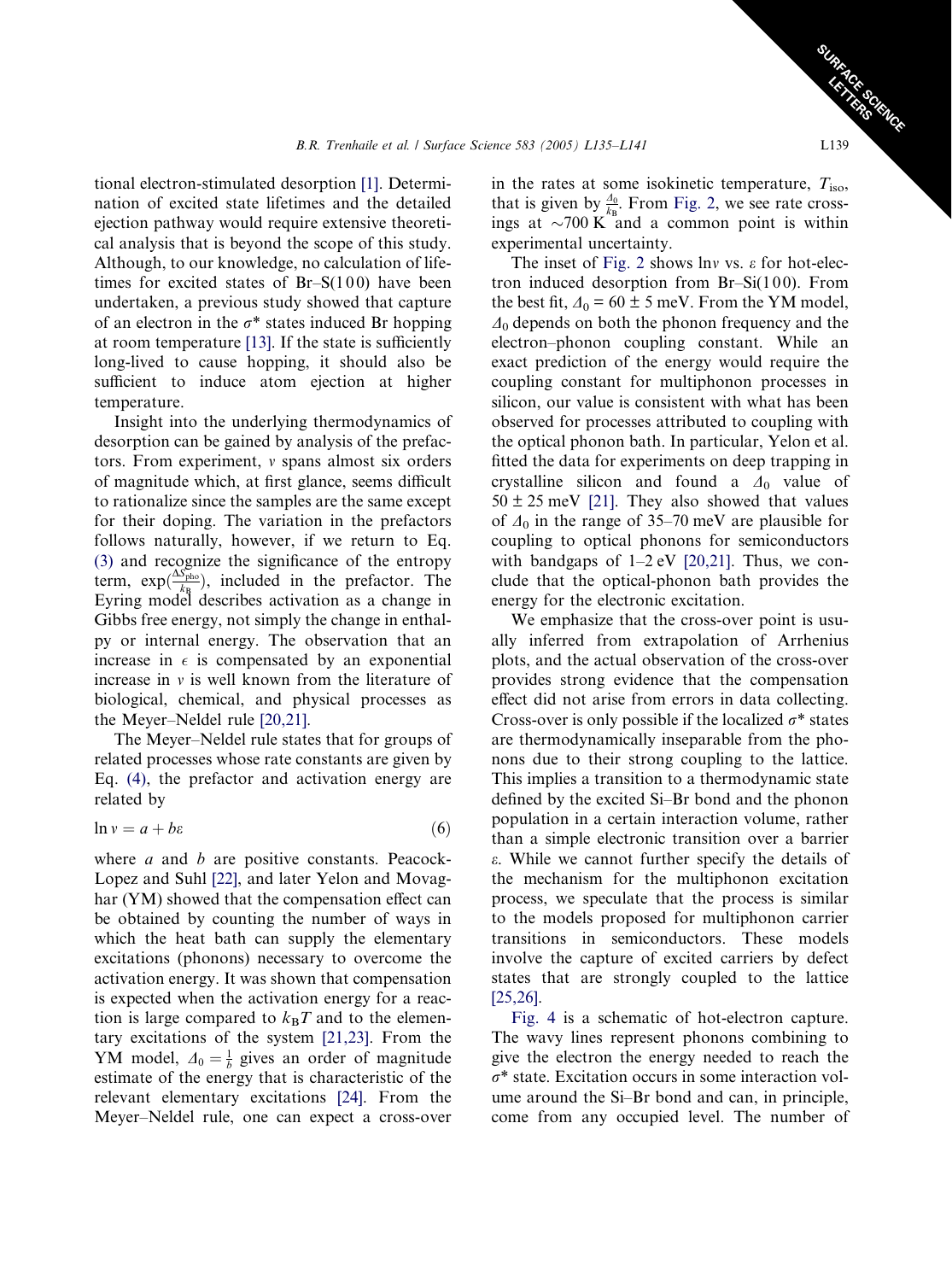tional electron-stimulated desorption [1]. Determination of excited state lifetimes and the detailed ejection pathway would require extensive theoretical analysis that is beyond the scope of this study. Although, to our knowledge, no calculation of lifetimes for excited states of Br–S(100) have been undertaken, a previous study showed that capture of an electron in the $\sigma^*$ states induced Br hopping at room temperature [13]. If the state is sufficiently long-lived to cause hopping, it should also be sufficient to induce atom ejection at higher temperature.

Insight into the underlying thermodynamics of desorption can be gained by analysis of the prefactors. From experiment, $v$ spans almost six orders of magnitude which, at first glance, seems difficult to rationalize since the samples are the same except for their doping. The variation in the prefactors follows naturally, however, if we return to Eq. (3) and recognize the significance of the entropy term, $\exp(\frac{\Delta S_{\text{pho}}}{k_B})$, included in the prefactor. The Eyring model describes activation as a change in Gibbs free energy, not simply the change in enthalpy or internal energy. The observation that an increase in $\epsilon$ is compensated by an exponential increase in $v$ is well known from the literature of biological, chemical, and physical processes as the Meyer–Neldel rule [20,21].

The Meyer–Neldel rule states that for groups of related processes whose rate constants are given by Eq. (4), the prefactor and activation energy are related by

$$\ln v = a + b\varepsilon \tag{6}$$

where $a$ and $b$ are positive constants. Peacock-Lopez and Suhl [22], and later Yelon and Movaghar (YM) showed that the compensation effect can be obtained by counting the number of ways in which the heat bath can supply the elementary excitations (phonons) necessary to overcome the activation energy. It was shown that compensation is expected when the activation energy for a reaction is large compared to $k_BT$ and to the elementary excitations of the system [21,23]. From the YM model, $\Delta_0 = \frac{1}{b}$ gives an order of magnitude estimate of the energy that is characteristic of the relevant elementary excitations [24]. From the Meyer–Neldel rule, one can expect a cross-over in the rates at some isokinetic temperature, $T_{\text{iso}}$, that is given by $\frac{\Delta_0}{k_B}$. From Fig. 2, we see rate crossings at $\sim$700 K and a common point is within experimental uncertainty.

The inset of Fig. 2 shows $\ln v$ vs. $\varepsilon$ for hot-electron induced desorption from Br–Si(100). From the best fit, $\Delta_0 = 60 \pm 5$ meV. From the YM model, $\Delta_0$ depends on both the phonon frequency and the electron–phonon coupling constant. While an exact prediction of the energy would require the coupling constant for multiphonon processes in silicon, our value is consistent with what has been observed for processes attributed to coupling with the optical phonon bath. In particular, Yelon et al. fitted the data for experiments on deep trapping in crystalline silicon and found a $\Delta_0$ value of $50 \pm 25$ meV [21]. They also showed that values of $\Delta_0$ in the range of 35–70 meV are plausible for coupling to optical phonons for semiconductors with bandgaps of 1–2 eV [20,21]. Thus, we conclude that the optical-phonon bath provides the energy for the electronic excitation.

We emphasize that the cross-over point is usually inferred from extrapolation of Arrhenius plots, and the actual observation of the cross-over provides strong evidence that the compensation effect did not arise from errors in data collecting. Cross-over is only possible if the localized $\sigma^*$ states are thermodynamically inseparable from the phonons due to their strong coupling to the lattice. This implies a transition to a thermodynamic state defined by the excited Si–Br bond and the phonon population in a certain interaction volume, rather than a simple electronic transition over a barrier $\varepsilon$. While we cannot further specify the details of the mechanism for the multiphonon excitation process, we speculate that the process is similar to the models proposed for multiphonon carrier transitions in semiconductors. These models involve the capture of excited carriers by defect states that are strongly coupled to the lattice [25,26].

Fig. 4 is a schematic of hot-electron capture. The wavy lines represent phonons combining to give the electron the energy needed to reach the $\sigma^*$ state. Excitation occurs in some interaction volume around the Si–Br bond and can, in principle, come from any occupied level. The number of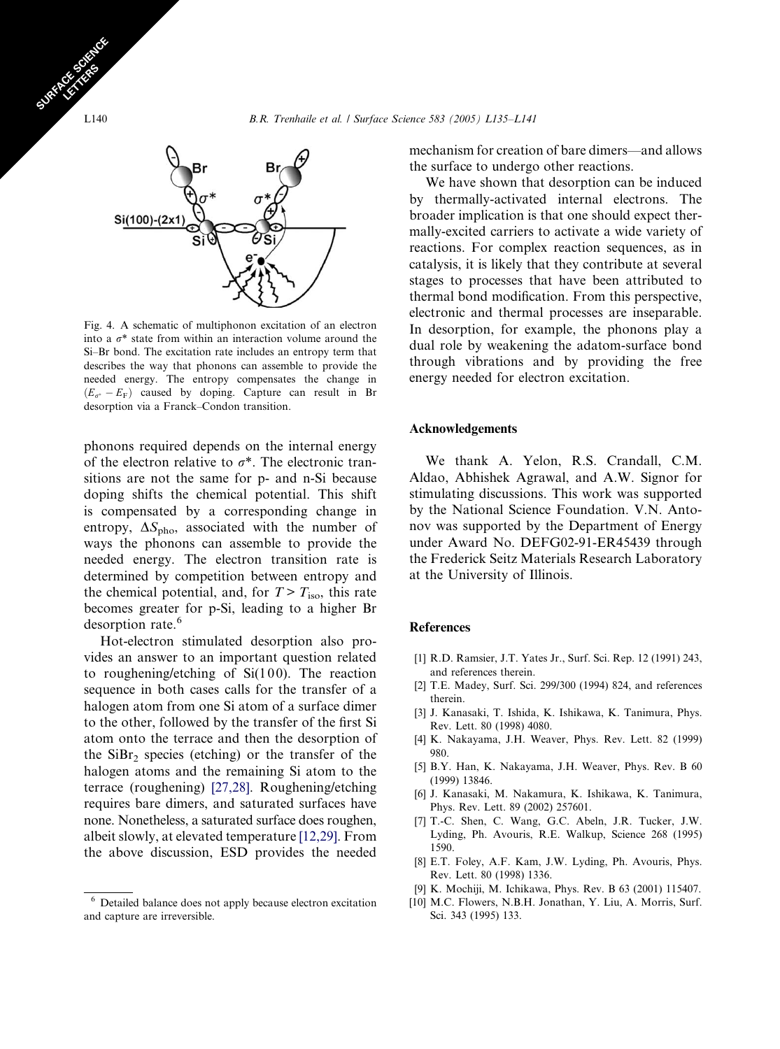Fig. 4. A schematic of multiphonon excitation of an electron into a $\sigma^*$ state from within an interaction volume around the Si–Br bond. The excitation rate includes an entropy term that describes the way that phonons can assemble to provide the needed energy. The entropy compensates the change in $(E_{\sigma^*} - E_F)$ caused by doping. Capture can result in Br desorption via a Franck–Condon transition.

phonons required depends on the internal energy of the electron relative to $\sigma^*$. The electronic transitions are not the same for p- and n-Si because doping shifts the chemical potential. This shift is compensated by a corresponding change in entropy, $\Delta S_{\text{pho}}$, associated with the number of ways the phonons can assemble to provide the needed energy. The electron transition rate is determined by competition between entropy and the chemical potential, and, for $T > T_{\text{iso}}$, this rate becomes greater for p-Si, leading to a higher Br desorption rate.[6]

Hot-electron stimulated desorption also provides an answer to an important question related to roughening/etching of Si(100). The reaction sequence in both cases calls for the transfer of a halogen atom from one Si atom of a surface dimer to the other, followed by the transfer of the first Si atom onto the terrace and then the desorption of the $SiBr_2$ species (etching) or the transfer of the halogen atoms and the remaining Si atom to the terrace (roughening) [27,28]. Roughening/etching requires bare dimers, and saturated surfaces have none. Nonetheless, a saturated surface does roughen, albeit slowly, at elevated temperature [12,29]. From the above discussion, ESD provides the needed mechanism for creation of bare dimers—and allows the surface to undergo other reactions.

We have shown that desorption can be induced by thermally-activated internal electrons. The broader implication is that one should expect thermally-excited carriers to activate a wide variety of reactions. For complex reaction sequences, as in catalysis, it is likely that they contribute at several stages to processes that have been attributed to thermal bond modification. From this perspective, electronic and thermal processes are inseparable. In desorption, for example, the phonons play a dual role by weakening the adatom-surface bond through vibrations and by providing the free energy needed for electron excitation.

[6] Detailed balance does not apply because electron excitation and capture are irreversible.

## Acknowledgements

We thank A. Yelon, R.S. Crandall, C.M. Aldao, Abhishek Agrawal, and A.W. Signor for stimulating discussions. This work was supported by the National Science Foundation. V.N. Antonov was supported by the Department of Energy under Award No. DEFG02-91-ER45439 through the Frederick Seitz Materials Research Laboratory at the University of Illinois.

## References

[1] R.D. Ramsier, J.T. Yates Jr., Surf. Sci. Rep. 12 (1991) 243, and references therein.
[2] T.E. Madey, Surf. Sci. 299/300 (1994) 824, and references therein.
[3] J. Kanasaki, T. Ishida, K. Ishikawa, K. Tanimura, Phys. Rev. Lett. 80 (1998) 4080.
[4] K. Nakayama, J.H. Weaver, Phys. Rev. Lett. 82 (1999) 980.
[5] B.Y. Han, K. Nakayama, J.H. Weaver, Phys. Rev. B 60 (1999) 13846.
[6] J. Kanasaki, M. Nakamura, K. Ishikawa, K. Tanimura, Phys. Rev. Lett. 89 (2002) 257601.
[7] T.-C. Shen, C. Wang, G.C. Abeln, J.R. Tucker, J.W. Lyding, Ph. Avouris, R.E. Walkup, Science 268 (1995) 1590.
[8] E.T. Foley, A.F. Kam, J.W. Lyding, Ph. Avouris, Phys. Rev. Lett. 80 (1998) 1336.
[9] K. Mochiji, M. Ichikawa, Phys. Rev. B 63 (2001) 115407.
[10] M.C. Flowers, N.B.H. Jonathan, Y. Liu, A. Morris, Surf. Sci. 343 (1995) 133.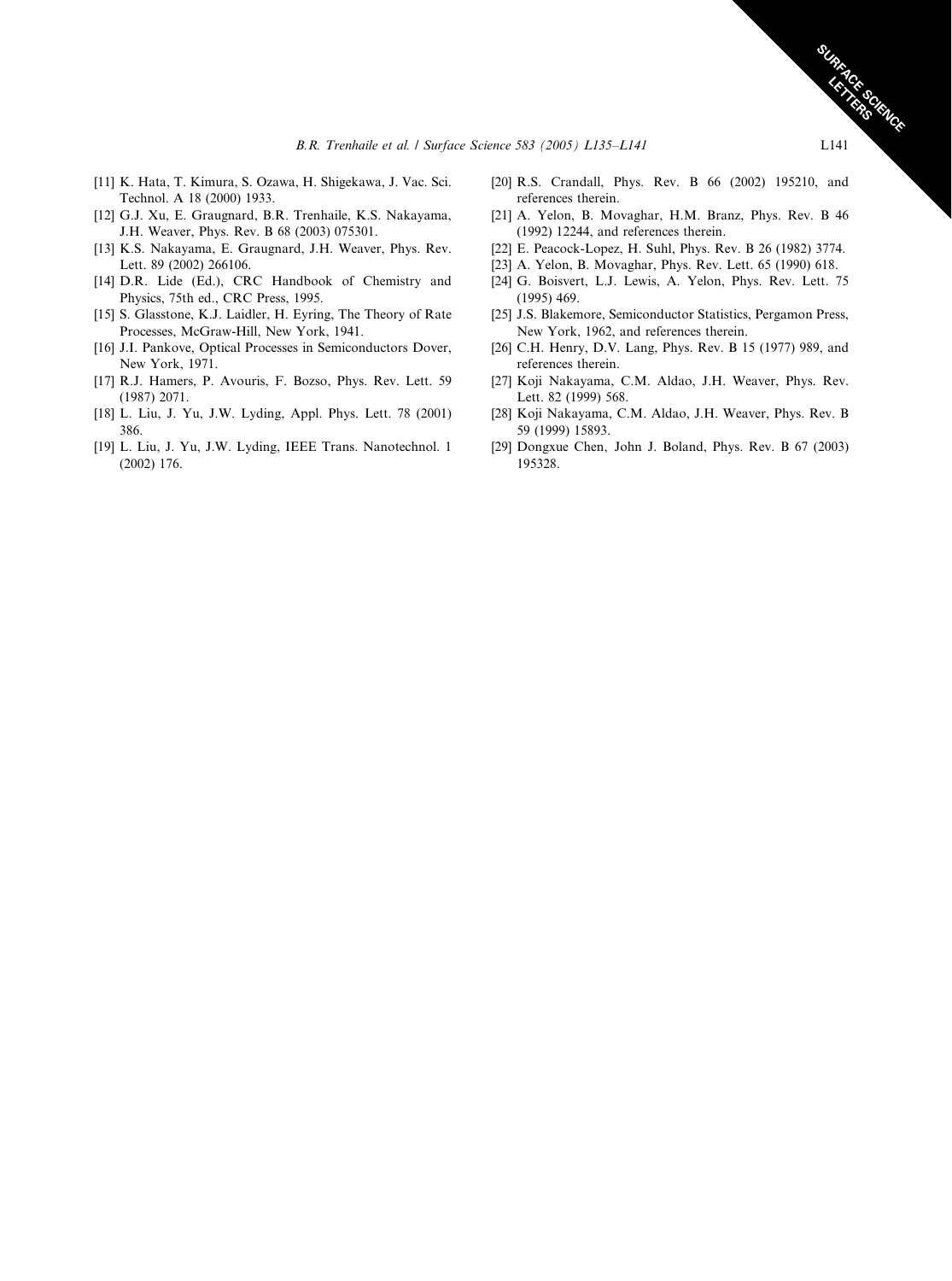[11] K. Hata, T. Kimura, S. Ozawa, H. Shigekawa, J. Vac. Sci. Technol. A 18 (2000) 1933.

[12] G.J. Xu, E. Graugnard, B.R. Trenhaile, K.S. Nakayama, J.H. Weaver, Phys. Rev. B 68 (2003) 075301.

[13] K.S. Nakayama, E. Graugnard, J.H. Weaver, Phys. Rev. Lett. 89 (2002) 266106.

[14] D.R. Lide (Ed.), CRC Handbook of Chemistry and Physics, 75th ed., CRC Press, 1995.

[15] S. Glasstone, K.J. Laidler, H. Eyring, The Theory of Rate Processes, McGraw-Hill, New York, 1941.

[16] J.I. Pankove, Optical Processes in Semiconductors Dover, New York, 1971.

[17] R.J. Hamers, P. Avouris, F. Bozso, Phys. Rev. Lett. 59 (1987) 2071.

[18] L. Liu, J. Yu, J.W. Lyding, Appl. Phys. Lett. 78 (2001) 386.

[19] L. Liu, J. Yu, J.W. Lyding, IEEE Trans. Nanotechnol. 1 (2002) 176.

[20] R.S. Crandall, Phys. Rev. B 66 (2002) 195210, and references therein.

[21] A. Yelon, B. Movaghar, H.M. Branz, Phys. Rev. B 46 (1992) 12244, and references therein.

[22] E. Peacock-Lopez, H. Suhl, Phys. Rev. B 26 (1982) 3774.

[23] A. Yelon, B. Movaghar, Phys. Rev. Lett. 65 (1990) 618.

[24] G. Boisvert, L.J. Lewis, A. Yelon, Phys. Rev. Lett. 75 (1995) 469.

[25] J.S. Blakemore, Semiconductor Statistics, Pergamon Press, New York, 1962, and references therein.

[26] C.H. Henry, D.V. Lang, Phys. Rev. B 15 (1977) 989, and references therein.

[27] Koji Nakayama, C.M. Aldao, J.H. Weaver, Phys. Rev. Lett. 82 (1999) 568.

[28] Koji Nakayama, C.M. Aldao, J.H. Weaver, Phys. Rev. B 59 (1999) 15893.

[29] Dongxue Chen, John J. Boland, Phys. Rev. B 67 (2003) 195328.